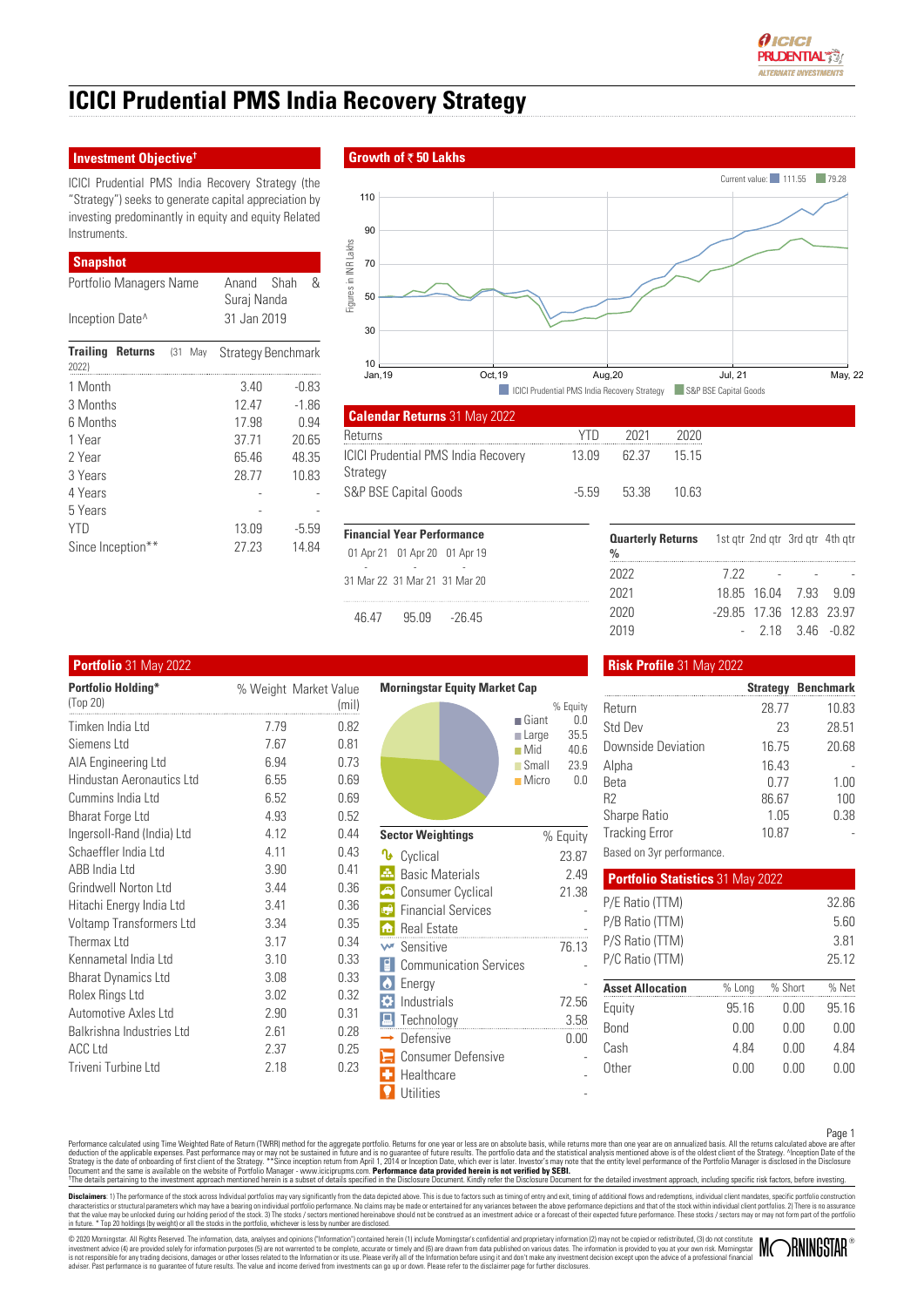# ICICI Prudential PMS India Recovery Strategy

## Investment Objective†

ICICI Prudential PMS India Recovery Strategy (the "Strategy") seeks to generate capital appreciation by investing predominantly in equity and equity Related Instruments.

## Snapshot

| | |
|---|---|
| Portfolio Managers Name | Anand Shah & Suraj Nanda |
| Inception Date^ | 31 Jan 2019 |

| Trailing Returns (31 May 2022) | Strategy | Benchmark |
|---|---|---|
| 1 Month | 3.40 | -0.83 |
| 3 Months | 12.47 | -1.86 |
| 6 Months | 17.98 | 0.94 |
| 1 Year | 37.71 | 20.65 |
| 2 Year | 65.46 | 48.35 |
| 3 Years | 28.77 | 10.83 |
| 4 Years | - | - |
| 5 Years | - | - |
| YTD | 13.09 | -5.59 |
| Since Inception** | 27.23 | 14.84 |

## Growth of ₹ 50 Lakhs

Current value: 111.55 | 79.28

Figures in INR Lakhs

Jan,19 — Oct,19 — Aug,20 — Jul, 21 — May, 22

ICICI Prudential PMS India Recovery Strategy | S&P BSE Capital Goods

## Calendar Returns 31 May 2022

| Returns | YTD | 2021 | 2020 |
|---|---|---|---|
| ICICI Prudential PMS India Recovery Strategy | 13.09 | 62.37 | 15.15 |
| S&P BSE Capital Goods | -5.59 | 53.38 | 10.63 |

### Financial Year Performance

| 01 Apr 21 - 31 Mar 22 | 01 Apr 20 - 31 Mar 21 | 01 Apr 19 - 31 Mar 20 |
|---|---|---|
| 46.47 | 95.09 | -26.45 |

### Quarterly Returns %

| | 1st qtr | 2nd qtr | 3rd qtr | 4th qtr |
|---|---|---|---|---|
| 2022 | 7.22 | - | - | - |
| 2021 | 18.85 | 16.04 | 7.93 | 9.09 |
| 2020 | -29.85 | 17.36 | 12.83 | 23.97 |
| 2019 | - | 2.18 | 3.46 | -0.82 |

## Portfolio 31 May 2022

| Portfolio Holding* (Top 20) | % Weight | Market Value (mil) |
|---|---|---|
| Timken India Ltd | 7.79 | 0.82 |
| Siemens Ltd | 7.67 | 0.81 |
| AIA Engineering Ltd | 6.94 | 0.73 |
| Hindustan Aeronautics Ltd | 6.55 | 0.69 |
| Cummins India Ltd | 6.52 | 0.69 |
| Bharat Forge Ltd | 4.93 | 0.52 |
| Ingersoll-Rand (India) Ltd | 4.12 | 0.44 |
| Schaeffler India Ltd | 4.11 | 0.43 |
| ABB India Ltd | 3.90 | 0.41 |
| Grindwell Norton Ltd | 3.44 | 0.36 |
| Hitachi Energy India Ltd | 3.41 | 0.36 |
| Voltamp Transformers Ltd | 3.34 | 0.35 |
| Thermax Ltd | 3.17 | 0.34 |
| Kennametal India Ltd | 3.10 | 0.33 |
| Bharat Dynamics Ltd | 3.08 | 0.33 |
| Rolex Rings Ltd | 3.02 | 0.32 |
| Automotive Axles Ltd | 2.90 | 0.31 |
| Balkrishna Industries Ltd | 2.61 | 0.28 |
| ACC Ltd | 2.37 | 0.25 |
| Triveni Turbine Ltd | 2.18 | 0.23 |

### Morningstar Equity Market Cap

| | % Equity |
|---|---|
| Giant | 0.0 |
| Large | 35.5 |
| Mid | 40.6 |
| Small | 23.9 |
| Micro | 0.0 |

### Sector Weightings

| Sector Weightings | % Equity |
|---|---|
| Cyclical | 23.87 |
| Basic Materials | 2.49 |
| Consumer Cyclical | 21.38 |
| Financial Services | - |
| Real Estate | - |
| Sensitive | 76.13 |
| Communication Services | - |
| Energy | - |
| Industrials | 72.56 |
| Technology | 3.58 |
| Defensive | 0.00 |
| Consumer Defensive | - |
| Healthcare | - |
| Utilities | - |

## Risk Profile 31 May 2022

| | Strategy | Benchmark |
|---|---|---|
| Return | 28.77 | 10.83 |
| Std Dev | 23 | 28.51 |
| Downside Deviation | 16.75 | 20.68 |
| Alpha | 16.43 | - |
| Beta | 0.77 | 1.00 |
| R2 | 86.67 | 100 |
| Sharpe Ratio | 1.05 | 0.38 |
| Tracking Error | 10.87 | - |

Based on 3yr performance.

## Portfolio Statistics 31 May 2022

| | |
|---|---|
| P/E Ratio (TTM) | 32.86 |
| P/B Ratio (TTM) | 5.60 |
| P/S Ratio (TTM) | 3.81 |
| P/C Ratio (TTM) | 25.12 |

| Asset Allocation | % Long | % Short | % Net |
|---|---|---|---|
| Equity | 95.16 | 0.00 | 95.16 |
| Bond | 0.00 | 0.00 | 0.00 |
| Cash | 4.84 | 0.00 | 4.84 |
| Other | 0.00 | 0.00 | 0.00 |

Performance calculated using Time Weighted Rate of Return (TWRR) method for the aggregate portfolio. Returns for one year or less are on absolute basis, while returns more than one year are on annualized basis. All the returns calculated above are after deduction of the applicable expenses. Past performance may or may not be sustained in future and is no guarantee of future results. The portfolio data and the statistical analysis mentioned above is of the oldest client of the Strategy. ^Inception Date of the Strategy is the date of onboarding of first client of the Strategy. **Since inception return from April 1, 2014 or Inception Date, which ever is later. Investor's may note that the entity level performance of the Portfolio Manager is disclosed in the Disclosure Document and the same is available on the website of Portfolio Manager - www.icicipruams.com. **Performance data provided herein is not verified by SEBI.**
†The details pertaining to the investment approach mentioned herein is a subset of details specified in the Disclosure Document. Kindly refer the Disclosure Document for the detailed investment approach, including specific risk factors, before investing.

**Disclaimers**: 1) The performance of the stock across Individual portfolios may vary significantly from the data depicted above. This is due to factors such as timing of entry and exit, timing of additional flows and redemptions, individual client mandates, specific portfolio construction characteristics or structural parameters which may have a bearing on individual portfolio performance. No claims may be made or entertained for any variances between the above performance depictions and that of the stock within individual client portfolios. 2) There is no assurance that the value may be unlocked during our holding period of the stock. 3) The stocks / sectors mentioned hereinabove should not be construed as an investment advice or a forecast of their expected future performance. These stocks / sectors may or may not form part of the portfolio in future. * Top 20 holdings (by weight) or all the stocks in the portfolio, whichever is less by number are disclosed.

© 2020 Morningstar. All Rights Reserved. The information, data, analyses and opinions ("Information") contained herein (1) include Morningstar's confidential and proprietary information (2) may not be copied or redistributed, (3) do not constitute investment advice (4) are provided solely for information purposes (5) are not warranted to be complete, accurate or timely and (6) are drawn from data published on various dates. The information is provided to you at your own risk. Morningstar is not responsible for any trading decisions, damages or other losses related to the Information or its use. Please verify all of the Information before using it and don't make any investment decision except upon the advice of a professional financial adviser. Past performance is no guarantee of future results. The value and income derived from investments can go up or down. Please refer to the disclaimer page for further disclosures.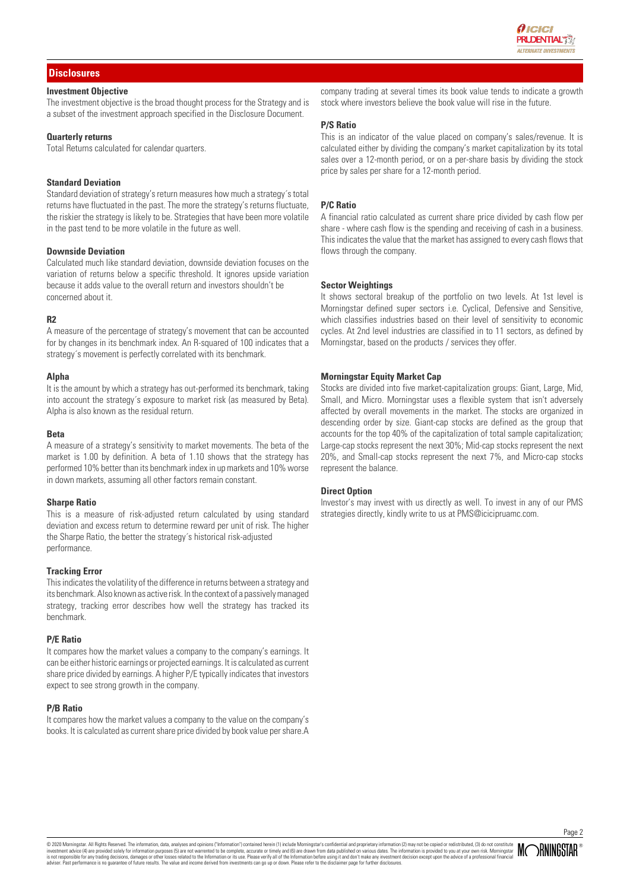## Disclosures

### Investment Objective

The investment objective is the broad thought process for the Strategy and is a subset of the investment approach specified in the Disclosure Document.

### Quarterly returns

Total Returns calculated for calendar quarters.

### Standard Deviation

Standard deviation of strategy's return measures how much a strategy´s total returns have fluctuated in the past. The more the strategy's returns fluctuate, the riskier the strategy is likely to be. Strategies that have been more volatile in the past tend to be more volatile in the future as well.

### Downside Deviation

Calculated much like standard deviation, downside deviation focuses on the variation of returns below a specific threshold. It ignores upside variation because it adds value to the overall return and investors shouldn't be concerned about it.

### R2

A measure of the percentage of strategy's movement that can be accounted for by changes in its benchmark index. An R-squared of 100 indicates that a strategy´s movement is perfectly correlated with its benchmark.

### Alpha

It is the amount by which a strategy has out-performed its benchmark, taking into account the strategy´s exposure to market risk (as measured by Beta). Alpha is also known as the residual return.

### Beta

A measure of a strategy's sensitivity to market movements. The beta of the market is 1.00 by definition. A beta of 1.10 shows that the strategy has performed 10% better than its benchmark index in up markets and 10% worse in down markets, assuming all other factors remain constant.

### Sharpe Ratio

This is a measure of risk-adjusted return calculated by using standard deviation and excess return to determine reward per unit of risk. The higher the Sharpe Ratio, the better the strategy´s historical risk-adjusted performance.

### Tracking Error

This indicates the volatility of the difference in returns between a strategy and its benchmark. Also known as active risk. In the context of a passively managed strategy, tracking error describes how well the strategy has tracked its benchmark.

### P/E Ratio

It compares how the market values a company to the company's earnings. It can be either historic earnings or projected earnings. It is calculated as current share price divided by earnings. A higher P/E typically indicates that investors expect to see strong growth in the company.

### P/B Ratio

It compares how the market values a company to the value on the company's books. It is calculated as current share price divided by book value per share.A company trading at several times its book value tends to indicate a growth stock where investors believe the book value will rise in the future.

### P/S Ratio

This is an indicator of the value placed on company's sales/revenue. It is calculated either by dividing the company's market capitalization by its total sales over a 12-month period, or on a per-share basis by dividing the stock price by sales per share for a 12-month period.

### P/C Ratio

A financial ratio calculated as current share price divided by cash flow per share - where cash flow is the spending and receiving of cash in a business. This indicates the value that the market has assigned to every cash flows that flows through the company.

### Sector Weightings

It shows sectoral breakup of the portfolio on two levels. At 1st level is Morningstar defined super sectors i.e. Cyclical, Defensive and Sensitive, which classifies industries based on their level of sensitivity to economic cycles. At 2nd level industries are classified in to 11 sectors, as defined by Morningstar, based on the products / services they offer.

### Morningstar Equity Market Cap

Stocks are divided into five market-capitalization groups: Giant, Large, Mid, Small, and Micro. Morningstar uses a flexible system that isn't adversely affected by overall movements in the market. The stocks are organized in descending order by size. Giant-cap stocks are defined as the group that accounts for the top 40% of the capitalization of total sample capitalization; Large-cap stocks represent the next 30%; Mid-cap stocks represent the next 20%, and Small-cap stocks represent the next 7%, and Micro-cap stocks represent the balance.

### Direct Option

Investor's may invest with us directly as well. To invest in any of our PMS strategies directly, kindly write to us at PMS@icicipruamc.com.

© 2020 Morningstar. All Rights Reserved. The information, data, analyses and opinions ("Information") contained herein (1) include Morningstar's confidential and proprietary information (2) may not be copied or redistributed, (3) do not constitute investment advice (4) are provided solely for information purposes (5) are not warranted to be complete, accurate or timely and (6) are drawn from data published on various dates. The information is provided to you at your own risk. Morningstar is not responsible for any trading decisions, damages or other losses related to the Information or its use. Please verify all of the Information before using it and don't make any investment decision except upon the advice of a professional financial adviser. Past performance is no guarantee of future results. The value and income derived from investments can go up or down. Please refer to the disclaimer page for further disclosures.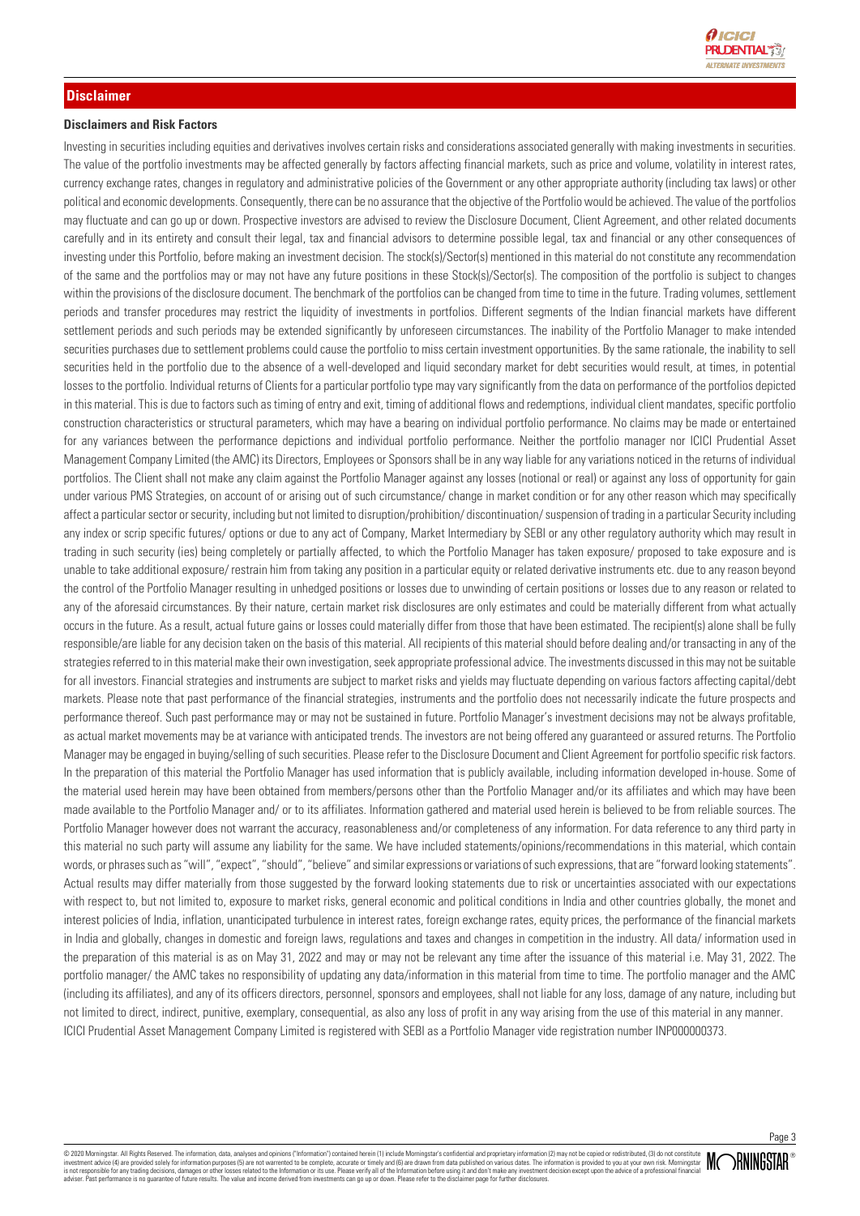## Disclaimer

### Disclaimers and Risk Factors

Investing in securities including equities and derivatives involves certain risks and considerations associated generally with making investments in securities. The value of the portfolio investments may be affected generally by factors affecting financial markets, such as price and volume, volatility in interest rates, currency exchange rates, changes in regulatory and administrative policies of the Government or any other appropriate authority (including tax laws) or other political and economic developments. Consequently, there can be no assurance that the objective of the Portfolio would be achieved. The value of the portfolios may fluctuate and can go up or down. Prospective investors are advised to review the Disclosure Document, Client Agreement, and other related documents carefully and in its entirety and consult their legal, tax and financial advisors to determine possible legal, tax and financial or any other consequences of investing under this Portfolio, before making an investment decision. The stock(s)/Sector(s) mentioned in this material do not constitute any recommendation of the same and the portfolios may or may not have any future positions in these Stock(s)/Sector(s). The composition of the portfolio is subject to changes within the provisions of the disclosure document. The benchmark of the portfolios can be changed from time to time in the future. Trading volumes, settlement periods and transfer procedures may restrict the liquidity of investments in portfolios. Different segments of the Indian financial markets have different settlement periods and such periods may be extended significantly by unforeseen circumstances. The inability of the Portfolio Manager to make intended securities purchases due to settlement problems could cause the portfolio to miss certain investment opportunities. By the same rationale, the inability to sell securities held in the portfolio due to the absence of a well-developed and liquid secondary market for debt securities would result, at times, in potential losses to the portfolio. Individual returns of Clients for a particular portfolio type may vary significantly from the data on performance of the portfolios depicted in this material. This is due to factors such as timing of entry and exit, timing of additional flows and redemptions, individual client mandates, specific portfolio construction characteristics or structural parameters, which may have a bearing on individual portfolio performance. No claims may be made or entertained for any variances between the performance depictions and individual portfolio performance. Neither the portfolio manager nor ICICI Prudential Asset Management Company Limited (the AMC) its Directors, Employees or Sponsors shall be in any way liable for any variations noticed in the returns of individual portfolios. The Client shall not make any claim against the Portfolio Manager against any losses (notional or real) or against any loss of opportunity for gain under various PMS Strategies, on account of or arising out of such circumstance/ change in market condition or for any other reason which may specifically affect a particular sector or security, including but not limited to disruption/prohibition/ discontinuation/ suspension of trading in a particular Security including any index or scrip specific futures/ options or due to any act of Company, Market Intermediary by SEBI or any other regulatory authority which may result in trading in such security (ies) being completely or partially affected, to which the Portfolio Manager has taken exposure/ proposed to take exposure and is unable to take additional exposure/ restrain him from taking any position in a particular equity or related derivative instruments etc. due to any reason beyond the control of the Portfolio Manager resulting in unhedged positions or losses due to unwinding of certain positions or losses due to any reason or related to any of the aforesaid circumstances. By their nature, certain market risk disclosures are only estimates and could be materially different from what actually occurs in the future. As a result, actual future gains or losses could materially differ from those that have been estimated. The recipient(s) alone shall be fully responsible/are liable for any decision taken on the basis of this material. All recipients of this material should before dealing and/or transacting in any of the strategies referred to in this material make their own investigation, seek appropriate professional advice. The investments discussed in this may not be suitable for all investors. Financial strategies and instruments are subject to market risks and yields may fluctuate depending on various factors affecting capital/debt markets. Please note that past performance of the financial strategies, instruments and the portfolio does not necessarily indicate the future prospects and performance thereof. Such past performance may or may not be sustained in future. Portfolio Manager's investment decisions may not be always profitable, as actual market movements may be at variance with anticipated trends. The investors are not being offered any guaranteed or assured returns. The Portfolio Manager may be engaged in buying/selling of such securities. Please refer to the Disclosure Document and Client Agreement for portfolio specific risk factors. In the preparation of this material the Portfolio Manager has used information that is publicly available, including information developed in-house. Some of the material used herein may have been obtained from members/persons other than the Portfolio Manager and/or its affiliates and which may have been made available to the Portfolio Manager and/ or to its affiliates. Information gathered and material used herein is believed to be from reliable sources. The Portfolio Manager however does not warrant the accuracy, reasonableness and/or completeness of any information. For data reference to any third party in this material no such party will assume any liability for the same. We have included statements/opinions/recommendations in this material, which contain words, or phrases such as "will", "expect", "should", "believe" and similar expressions or variations of such expressions, that are "forward looking statements". Actual results may differ materially from those suggested by the forward looking statements due to risk or uncertainties associated with our expectations with respect to, but not limited to, exposure to market risks, general economic and political conditions in India and other countries globally, the monet and interest policies of India, inflation, unanticipated turbulence in interest rates, foreign exchange rates, equity prices, the performance of the financial markets in India and globally, changes in domestic and foreign laws, regulations and taxes and changes in competition in the industry. All data/ information used in the preparation of this material is as on May 31, 2022 and may or may not be relevant any time after the issuance of this material i.e. May 31, 2022. The portfolio manager/ the AMC takes no responsibility of updating any data/information in this material from time to time. The portfolio manager and the AMC (including its affiliates), and any of its officers directors, personnel, sponsors and employees, shall not liable for any loss, damage of any nature, including but not limited to direct, indirect, punitive, exemplary, consequential, as also any loss of profit in any way arising from the use of this material in any manner.

ICICI Prudential Asset Management Company Limited is registered with SEBI as a Portfolio Manager vide registration number INP000000373.

© 2020 Morningstar. All Rights Reserved. The information, data, analyses and opinions ("Information") contained herein (1) include Morningstar's confidential and proprietary information (2) may not be copied or redistributed, (3) do not constitute investment advice (4) are provided solely for information purposes (5) are not warranted to be complete, accurate or timely and (6) are drawn from data published on various dates. The information is provided to you at your own risk. Morningstar is not responsible for any trading decisions, damages or other losses related to the Information or its use. Please verify all of the Information before using it and don't make any investment decision except upon the advice of a professional financial adviser. Past performance is no guarantee of future results. The value and income derived from investments can go up or down. Please refer to the disclaimer page for further disclosures.